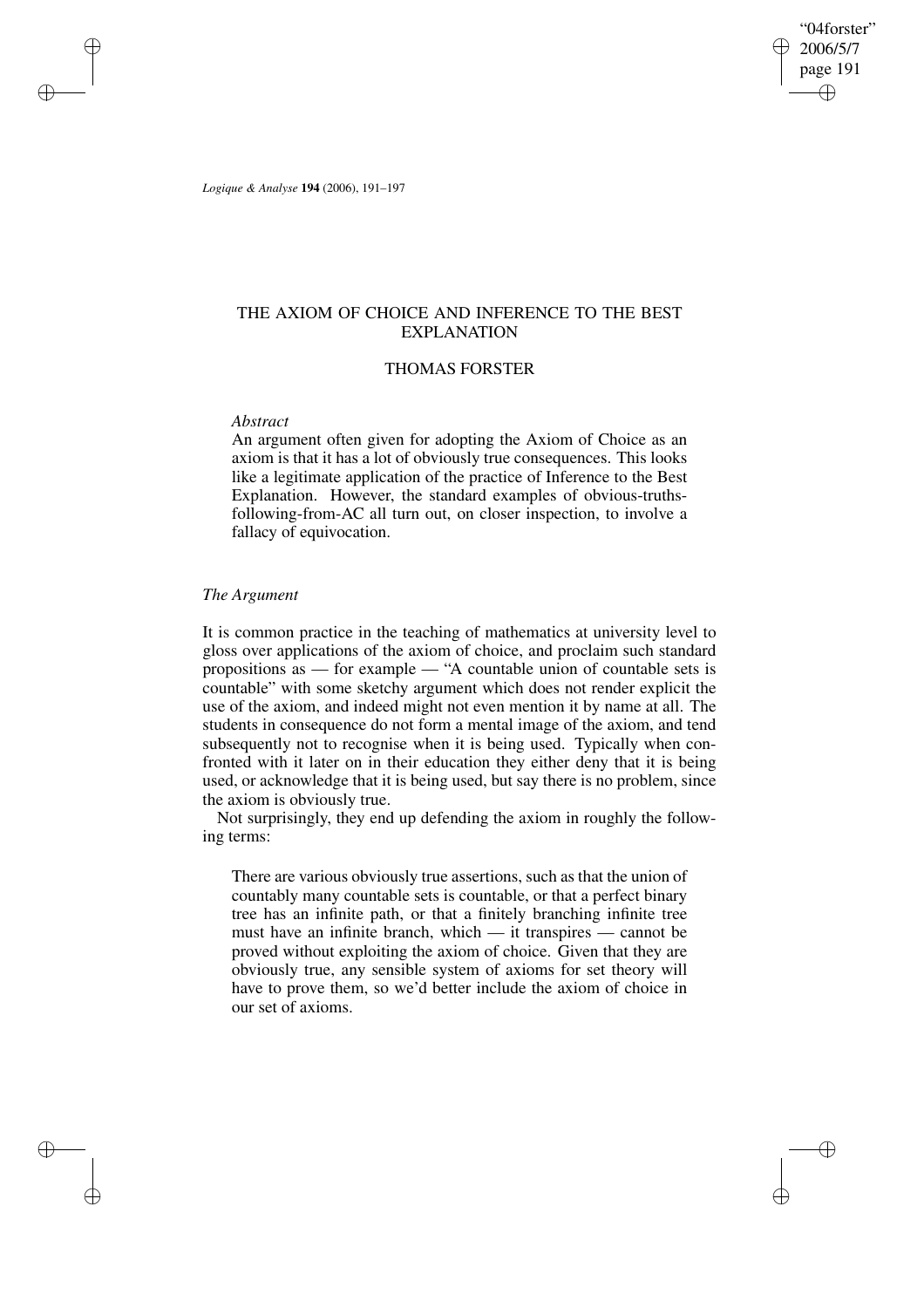# THE AXIOM OF CHOICE AND INFERENCE TO THE BEST EXPLANATION

## THOMAS FORSTER

*Abstract*

An argument often given for adopting the Axiom of Choice as an axiom is that it has a lot of obviously true consequences. This looks like a legitimate application of the practice of Inference to the Best Explanation. However, the standard examples of obvious-truths-following-from-AC all turn out, on closer inspection, to involve a fallacy of equivocation.

### *The Argument*

It is common practice in the teaching of mathematics at university level to gloss over applications of the axiom of choice, and proclaim such standard propositions as — for example — "A countable union of countable sets is countable" with some sketchy argument which does not render explicit the use of the axiom, and indeed might not even mention it by name at all. The students in consequence do not form a mental image of the axiom, and tend subsequently not to recognise when it is being used. Typically when confronted with it later on in their education they either deny that it is being used, or acknowledge that it is being used, but say there is no problem, since the axiom is obviously true.

Not surprisingly, they end up defending the axiom in roughly the following terms:

> There are various obviously true assertions, such as that the union of countably many countable sets is countable, or that a perfect binary tree has an infinite path, or that a finitely branching infinite tree must have an infinite branch, which — it transpires — cannot be proved without exploiting the axiom of choice. Given that they are obviously true, any sensible system of axioms for set theory will have to prove them, so we'd better include the axiom of choice in our set of axioms.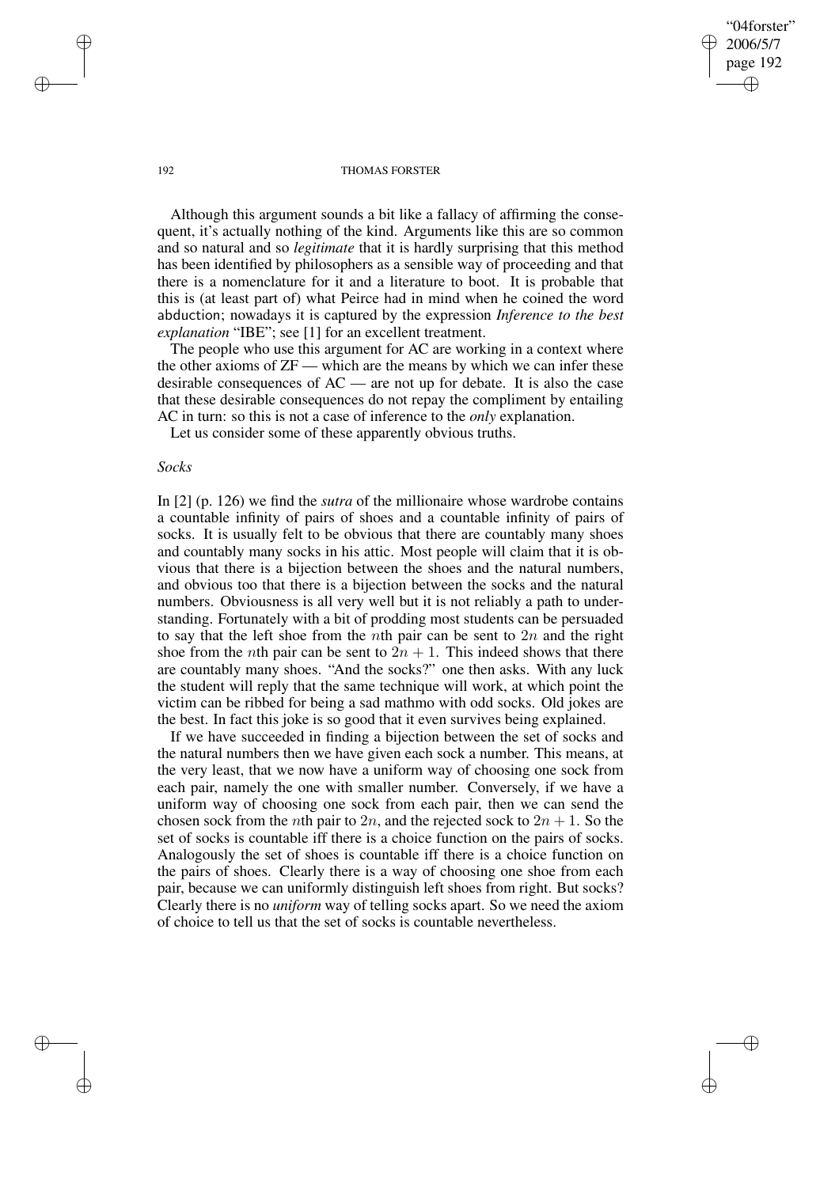Although this argument sounds a bit like a fallacy of affirming the consequent, it's actually nothing of the kind. Arguments like this are so common and so natural and so *legitimate* that it is hardly surprising that this method has been identified by philosophers as a sensible way of proceeding and that there is a nomenclature for it and a literature to boot. It is probable that this is (at least part of) what Peirce had in mind when he coined the word abduction; nowadays it is captured by the expression *Inference to the best explanation* "IBE"; see [1] for an excellent treatment.

The people who use this argument for AC are working in a context where the other axioms of ZF — which are the means by which we can infer these desirable consequences of AC — are not up for debate. It is also the case that these desirable consequences do not repay the compliment by entailing AC in turn: so this is not a case of inference to the *only* explanation.

Let us consider some of these apparently obvious truths.

*Socks*

In [2] (p. 126) we find the *sutra* of the millionaire whose wardrobe contains a countable infinity of pairs of shoes and a countable infinity of pairs of socks. It is usually felt to be obvious that there are countably many shoes and countably many socks in his attic. Most people will claim that it is obvious that there is a bijection between the shoes and the natural numbers, and obvious too that there is a bijection between the socks and the natural numbers. Obviousness is all very well but it is not reliably a path to understanding. Fortunately with a bit of prodding most students can be persuaded to say that the left shoe from the $n$th pair can be sent to $2n$ and the right shoe from the $n$th pair can be sent to $2n + 1$. This indeed shows that there are countably many shoes. "And the socks?" one then asks. With any luck the student will reply that the same technique will work, at which point the victim can be ribbed for being a sad mathmo with odd socks. Old jokes are the best. In fact this joke is so good that it even survives being explained.

If we have succeeded in finding a bijection between the set of socks and the natural numbers then we have given each sock a number. This means, at the very least, that we now have a uniform way of choosing one sock from each pair, namely the one with smaller number. Conversely, if we have a uniform way of choosing one sock from each pair, then we can send the chosen sock from the $n$th pair to $2n$, and the rejected sock to $2n + 1$. So the set of socks is countable iff there is a choice function on the pairs of socks. Analogously the set of shoes is countable iff there is a choice function on the pairs of shoes. Clearly there is a way of choosing one shoe from each pair, because we can uniformly distinguish left shoes from right. But socks? Clearly there is no *uniform* way of telling socks apart. So we need the axiom of choice to tell us that the set of socks is countable nevertheless.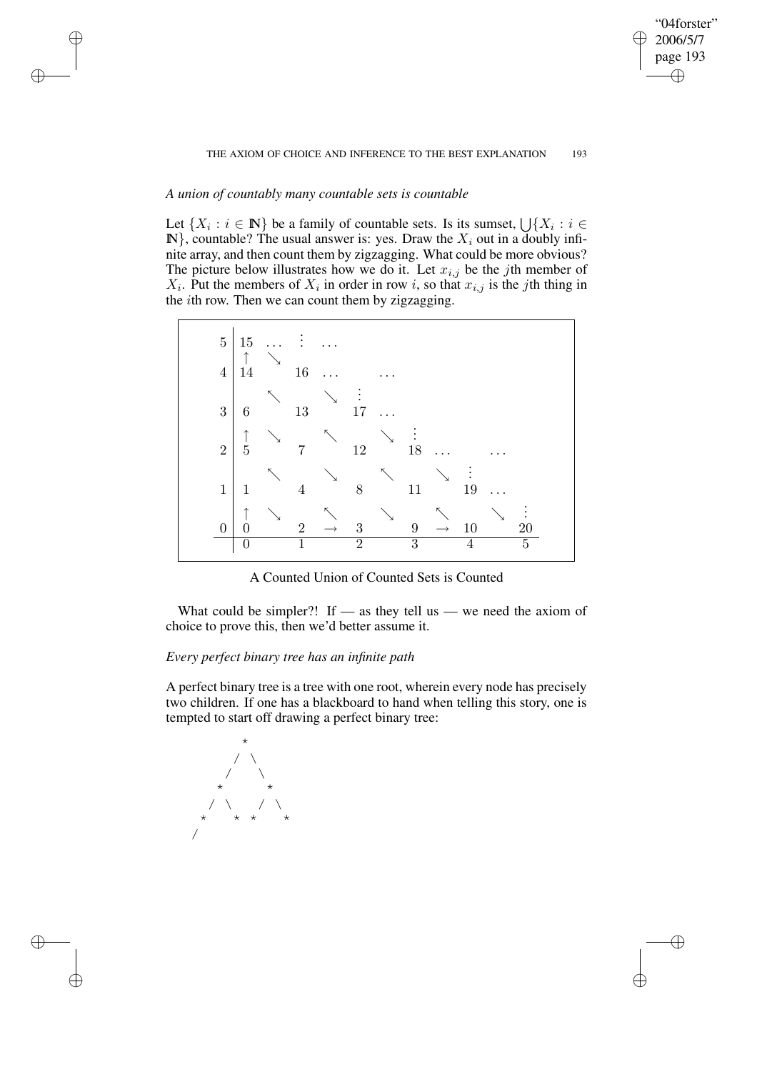*A union of countably many countable sets is countable*

Let $\{X_i : i \in \mathbb{N}\}$ be a family of countable sets. Is its sumset, $\bigcup\{X_i : i \in \mathbb{N}\}$, countable? The usual answer is: yes. Draw the $X_i$ out in a doubly infinite array, and then count them by zigzagging. What could be more obvious? The picture below illustrates how we do it. Let $x_{i,j}$ be the $j$th member of $X_i$. Put the members of $X_i$ in order in row $i$, so that $x_{i,j}$ is the $j$th thing in the $i$th row. Then we can count them by zigzagging.

$$
\begin{array}{c|cccccccccccc}
5 & 15 & \dots & \vdots & \dots & & & & & & & \\
 & \uparrow & \searrow & & & & & & & & & \\
4 & 14 & & 16 & \dots & & \dots & & & & & \\
 & & \nwarrow & & \searrow & \vdots & & & & & & \\
3 & 6 & & 13 & & 17 & \dots & & & & & \\
 & \uparrow & \searrow & & \nwarrow & & \searrow & \vdots & & & & \\
2 & 5 & & 7 & & 12 & & 18 & \dots & & \dots & \\
 & & \nwarrow & & \searrow & & \nwarrow & & \searrow & \vdots & & \\
1 & 1 & & 4 & & 8 & & 11 & & 19 & \dots & \\
 & \uparrow & \searrow & & \nwarrow & & \searrow & & \nwarrow & & \searrow & \vdots \\
0 & 0 & & 2 & \rightarrow & 3 & & 9 & \rightarrow & 10 & & 20 \\
\hline
 & 0 & & 1 & & 2 & & 3 & & 4 & & 5
\end{array}
$$

A Counted Union of Counted Sets is Counted

What could be simpler?! If — as they tell us — we need the axiom of choice to prove this, then we'd better assume it.

*Every perfect binary tree has an infinite path*

A perfect binary tree is a tree with one root, wherein every node has precisely two children. If one has a blackboard to hand when telling this story, one is tempted to start off drawing a perfect binary tree:

```
          *
         / \
        /   \
       *     *
      / \   / \
     *   * *   *
    /
```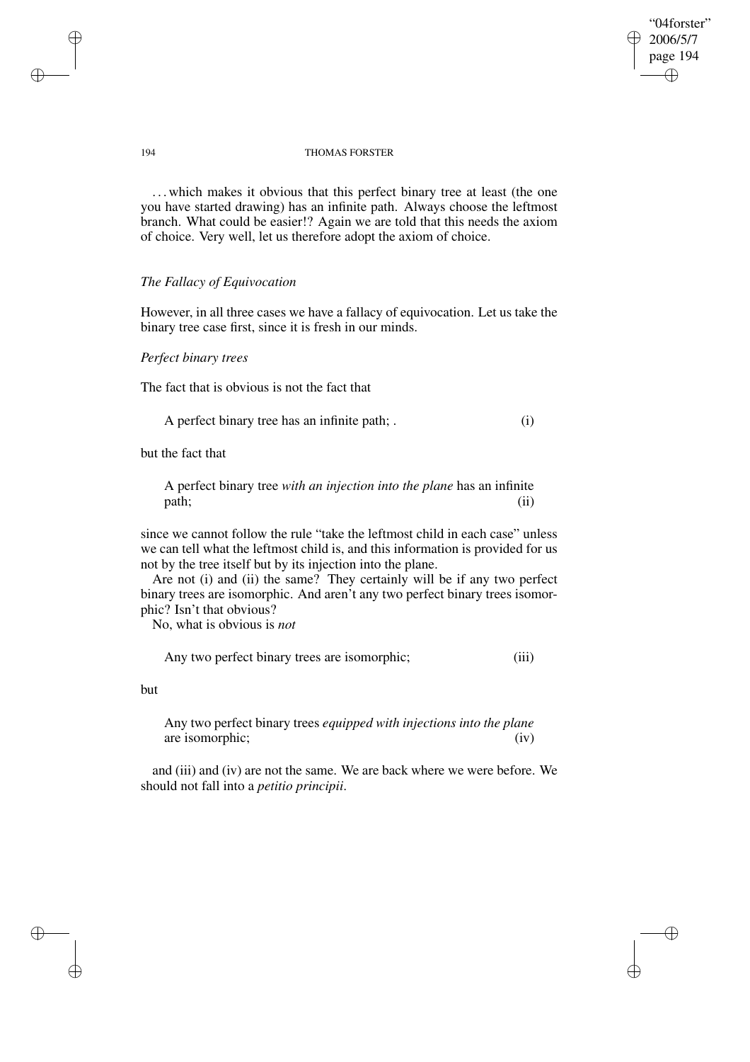... which makes it obvious that this perfect binary tree at least (the one you have started drawing) has an infinite path. Always choose the leftmost branch. What could be easier!? Again we are told that this needs the axiom of choice. Very well, let us therefore adopt the axiom of choice.

### *The Fallacy of Equivocation*

However, in all three cases we have a fallacy of equivocation. Let us take the binary tree case first, since it is fresh in our minds.

#### *Perfect binary trees*

The fact that is obvious is not the fact that

> A perfect binary tree has an infinite path; . (i)

but the fact that

> A perfect binary tree *with an injection into the plane* has an infinite path; (ii)

since we cannot follow the rule "take the leftmost child in each case" unless we can tell what the leftmost child is, and this information is provided for us not by the tree itself but by its injection into the plane.

Are not (i) and (ii) the same? They certainly will be if any two perfect binary trees are isomorphic. And aren't any two perfect binary trees isomorphic? Isn't that obvious?

No, what is obvious is *not*

> Any two perfect binary trees are isomorphic; (iii)

but

> Any two perfect binary trees *equipped with injections into the plane* are isomorphic; (iv)

and (iii) and (iv) are not the same. We are back where we were before. We should not fall into a *petitio principii*.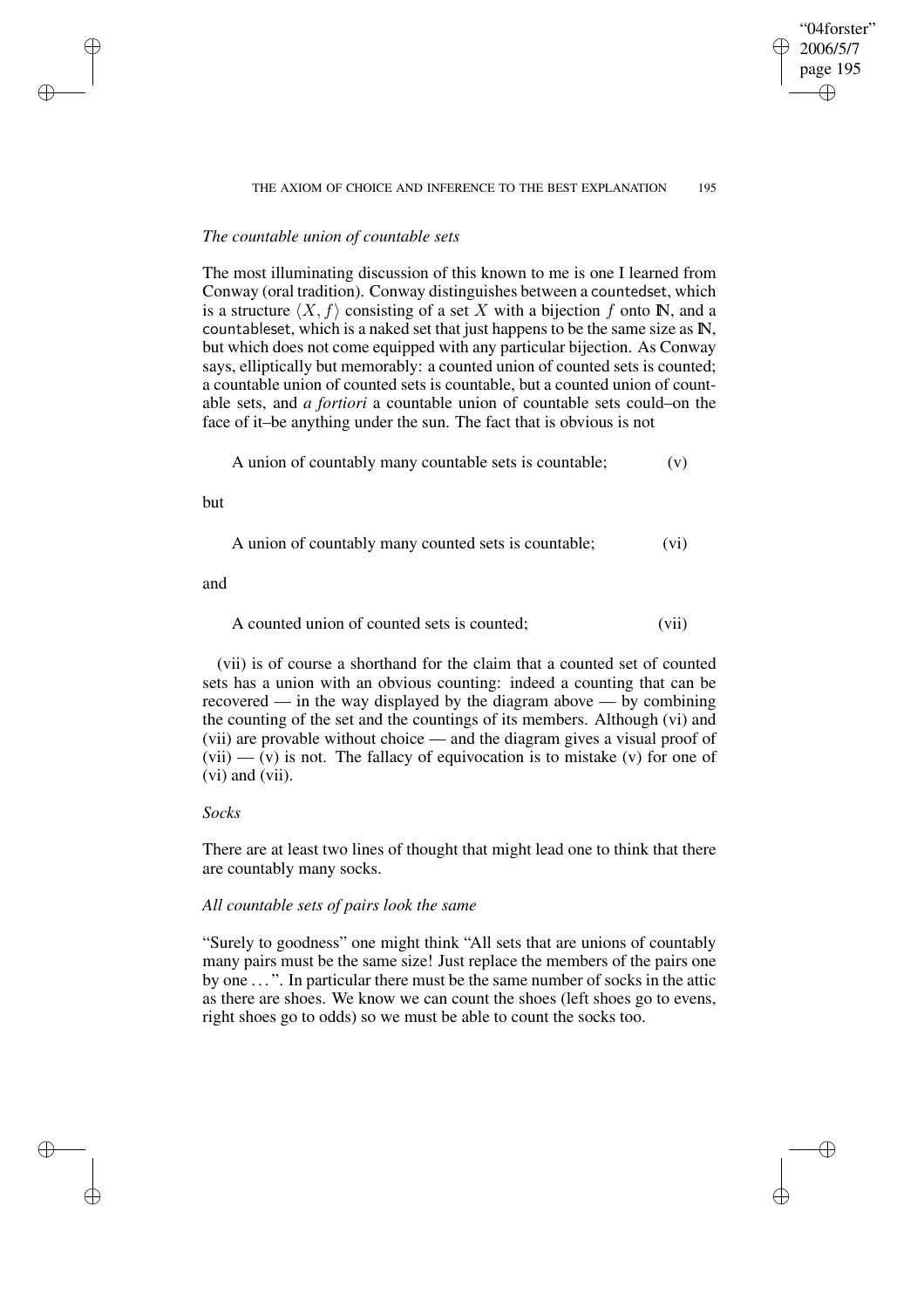*The countable union of countable sets*

The most illuminating discussion of this known to me is one I learned from Conway (oral tradition). Conway distinguishes between a countedset, which is a structure $\langle X, f \rangle$ consisting of a set $X$ with a bijection $f$ onto $\mathbb{N}$, and a countableset, which is a naked set that just happens to be the same size as $\mathbb{N}$, but which does not come equipped with any particular bijection. As Conway says, elliptically but memorably: a counted union of counted sets is counted; a countable union of counted sets is countable, but a counted union of countable sets, and *a fortiori* a countable union of countable sets could–on the face of it–be anything under the sun. The fact that is obvious is not

A union of countably many countable sets is countable; (v)

but

A union of countably many counted sets is countable; (vi)

and

A counted union of counted sets is counted; (vii)

(vii) is of course a shorthand for the claim that a counted set of counted sets has a union with an obvious counting: indeed a counting that can be recovered — in the way displayed by the diagram above — by combining the counting of the set and the countings of its members. Although (vi) and (vii) are provable without choice — and the diagram gives a visual proof of (vii) — (v) is not. The fallacy of equivocation is to mistake (v) for one of (vi) and (vii).

*Socks*

There are at least two lines of thought that might lead one to think that there are countably many socks.

*All countable sets of pairs look the same*

"Surely to goodness" one might think "All sets that are unions of countably many pairs must be the same size! Just replace the members of the pairs one by one . . . ". In particular there must be the same number of socks in the attic as there are shoes. We know we can count the shoes (left shoes go to evens, right shoes go to odds) so we must be able to count the socks too.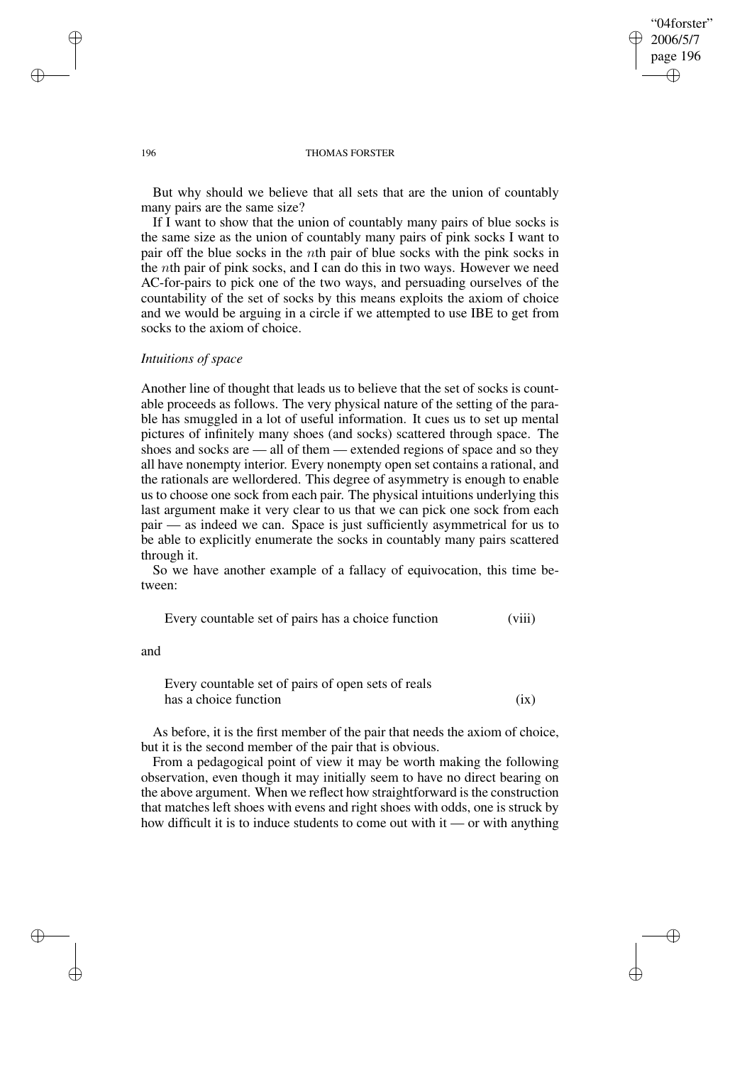But why should we believe that all sets that are the union of countably many pairs are the same size?

If I want to show that the union of countably many pairs of blue socks is the same size as the union of countably many pairs of pink socks I want to pair off the blue socks in the $n$th pair of blue socks with the pink socks in the $n$th pair of pink socks, and I can do this in two ways. However we need AC-for-pairs to pick one of the two ways, and persuading ourselves of the countability of the set of socks by this means exploits the axiom of choice and we would be arguing in a circle if we attempted to use IBE to get from socks to the axiom of choice.

*Intuitions of space*

Another line of thought that leads us to believe that the set of socks is countable proceeds as follows. The very physical nature of the setting of the parable has smuggled in a lot of useful information. It cues us to set up mental pictures of infinitely many shoes (and socks) scattered through space. The shoes and socks are — all of them — extended regions of space and so they all have nonempty interior. Every nonempty open set contains a rational, and the rationals are wellordered. This degree of asymmetry is enough to enable us to choose one sock from each pair. The physical intuitions underlying this last argument make it very clear to us that we can pick one sock from each pair — as indeed we can. Space is just sufficiently asymmetrical for us to be able to explicitly enumerate the socks in countably many pairs scattered through it.

So we have another example of a fallacy of equivocation, this time between:

Every countable set of pairs has a choice function (viii)

and

Every countable set of pairs of open sets of reals has a choice function (ix)

As before, it is the first member of the pair that needs the axiom of choice, but it is the second member of the pair that is obvious.

From a pedagogical point of view it may be worth making the following observation, even though it may initially seem to have no direct bearing on the above argument. When we reflect how straightforward is the construction that matches left shoes with evens and right shoes with odds, one is struck by how difficult it is to induce students to come out with it — or with anything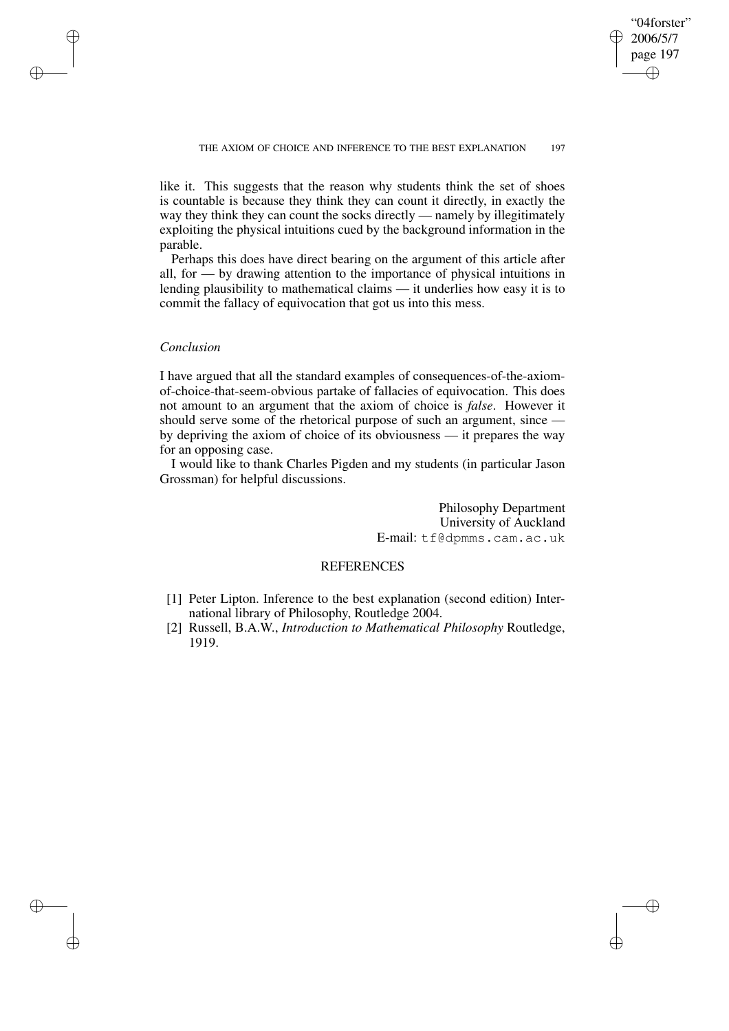like it. This suggests that the reason why students think the set of shoes is countable is because they think they can count it directly, in exactly the way they think they can count the socks directly — namely by illegitimately exploiting the physical intuitions cued by the background information in the parable.

Perhaps this does have direct bearing on the argument of this article after all, for — by drawing attention to the importance of physical intuitions in lending plausibility to mathematical claims — it underlies how easy it is to commit the fallacy of equivocation that got us into this mess.

*Conclusion*

I have argued that all the standard examples of consequences-of-the-axiom-of-choice-that-seem-obvious partake of fallacies of equivocation. This does not amount to an argument that the axiom of choice is *false*. However it should serve some of the rhetorical purpose of such an argument, since — by depriving the axiom of choice of its obviousness — it prepares the way for an opposing case.

I would like to thank Charles Pigden and my students (in particular Jason Grossman) for helpful discussions.

Philosophy Department
University of Auckland
E-mail: tf@dpmms.cam.ac.uk

## REFERENCES

[1] Peter Lipton. Inference to the best explanation (second edition) International library of Philosophy, Routledge 2004.

[2] Russell, B.A.W., *Introduction to Mathematical Philosophy* Routledge, 1919.